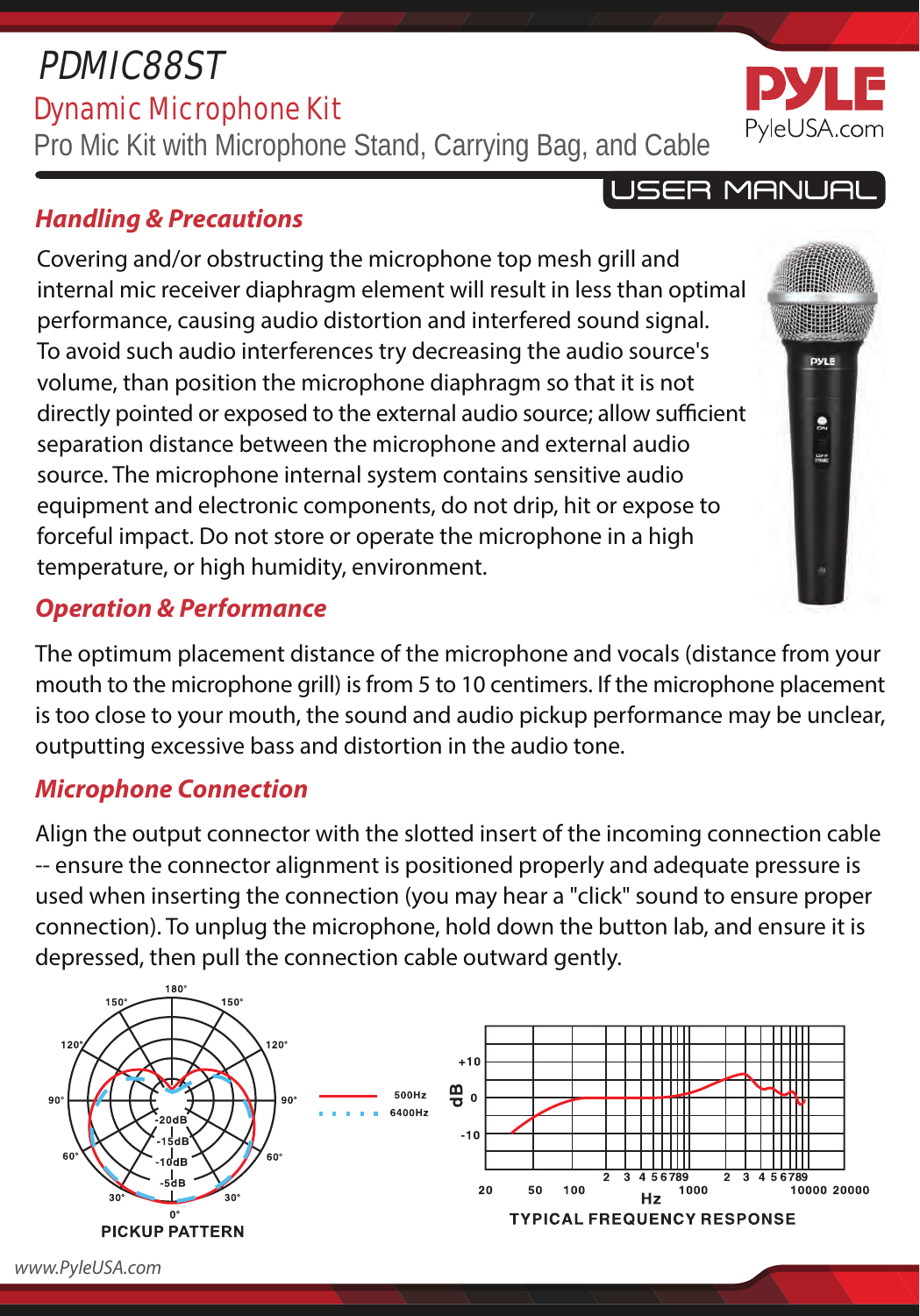# PDMIC88ST

## Dynamic Microphone Kit

Pro Mic Kit with Microphone Stand, Carrying Bag, and Cable

PYLE
PyleUSA.com

USER MANUAL

### *Handling & Precautions*

Covering and/or obstructing the microphone top mesh grill and internal mic receiver diaphragm element will result in less than optimal performance, causing audio distortion and interfered sound signal. To avoid such audio interferences try decreasing the audio source's volume, than position the microphone diaphragm so that it is not directly pointed or exposed to the external audio source; allow sufficient separation distance between the microphone and external audio source. The microphone internal system contains sensitive audio equipment and electronic components, do not drip, hit or expose to forceful impact. Do not store or operate the microphone in a high temperature, or high humidity, environment.

### *Operation & Performance*

The optimum placement distance of the microphone and vocals (distance from your mouth to the microphone grill) is from 5 to 10 centimers. If the microphone placement is too close to your mouth, the sound and audio pickup performance may be unclear, outputting excessive bass and distortion in the audio tone.

### *Microphone Connection*

Align the output connector with the slotted insert of the incoming connection cable -- ensure the connector alignment is positioned properly and adequate pressure is used when inserting the connection (you may hear a "click" sound to ensure proper connection). To unplug the microphone, hold down the button lab, and ensure it is depressed, then pull the connection cable outward gently.

180°
150° 150°
120° 120°
90° 90°
60° 60°
30° 30°
0°
-20dB
-15dB
-10dB
-5dB

PICKUP PATTERN

500Hz
6400Hz

+10
dB 0
-10

20 50 100 2 3 4 5 6789 1000 2 3 4 5 6789 10000 20000
Hz

TYPICAL FREQUENCY RESPONSE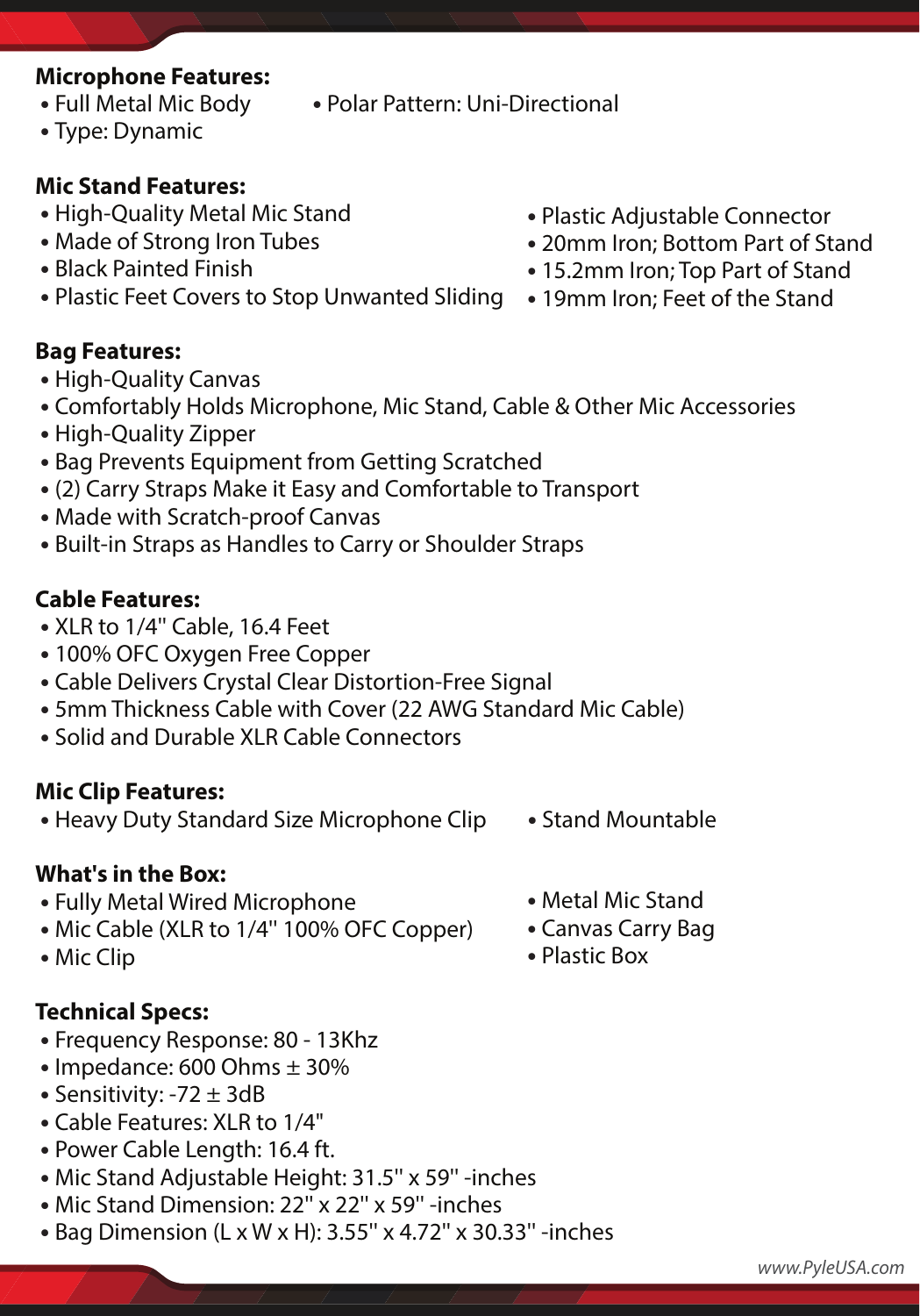**Microphone Features:**

- Full Metal Mic Body
- Type: Dynamic
- Polar Pattern: Uni-Directional

**Mic Stand Features:**

- High-Quality Metal Mic Stand
- Made of Strong Iron Tubes
- Black Painted Finish
- Plastic Feet Covers to Stop Unwanted Sliding
- Plastic Adjustable Connector
- 20mm Iron; Bottom Part of Stand
- 15.2mm Iron; Top Part of Stand
- 19mm Iron; Feet of the Stand

**Bag Features:**

- High-Quality Canvas
- Comfortably Holds Microphone, Mic Stand, Cable & Other Mic Accessories
- High-Quality Zipper
- Bag Prevents Equipment from Getting Scratched
- (2) Carry Straps Make it Easy and Comfortable to Transport
- Made with Scratch-proof Canvas
- Built-in Straps as Handles to Carry or Shoulder Straps

**Cable Features:**

- XLR to 1/4" Cable, 16.4 Feet
- 100% OFC Oxygen Free Copper
- Cable Delivers Crystal Clear Distortion-Free Signal
- 5mm Thickness Cable with Cover (22 AWG Standard Mic Cable)
- Solid and Durable XLR Cable Connectors

**Mic Clip Features:**

- Heavy Duty Standard Size Microphone Clip
- Stand Mountable

**What's in the Box:**

- Fully Metal Wired Microphone
- Mic Cable (XLR to 1/4" 100% OFC Copper)
- Mic Clip
- Metal Mic Stand
- Canvas Carry Bag
- Plastic Box

**Technical Specs:**

- Frequency Response: 80 - 13Khz
- Impedance: 600 Ohms ± 30%
- Sensitivity: -72 ± 3dB
- Cable Features: XLR to 1/4"
- Power Cable Length: 16.4 ft.
- Mic Stand Adjustable Height: 31.5" x 59" -inches
- Mic Stand Dimension: 22" x 22" x 59" -inches
- Bag Dimension (L x W x H): 3.55" x 4.72" x 30.33" -inches